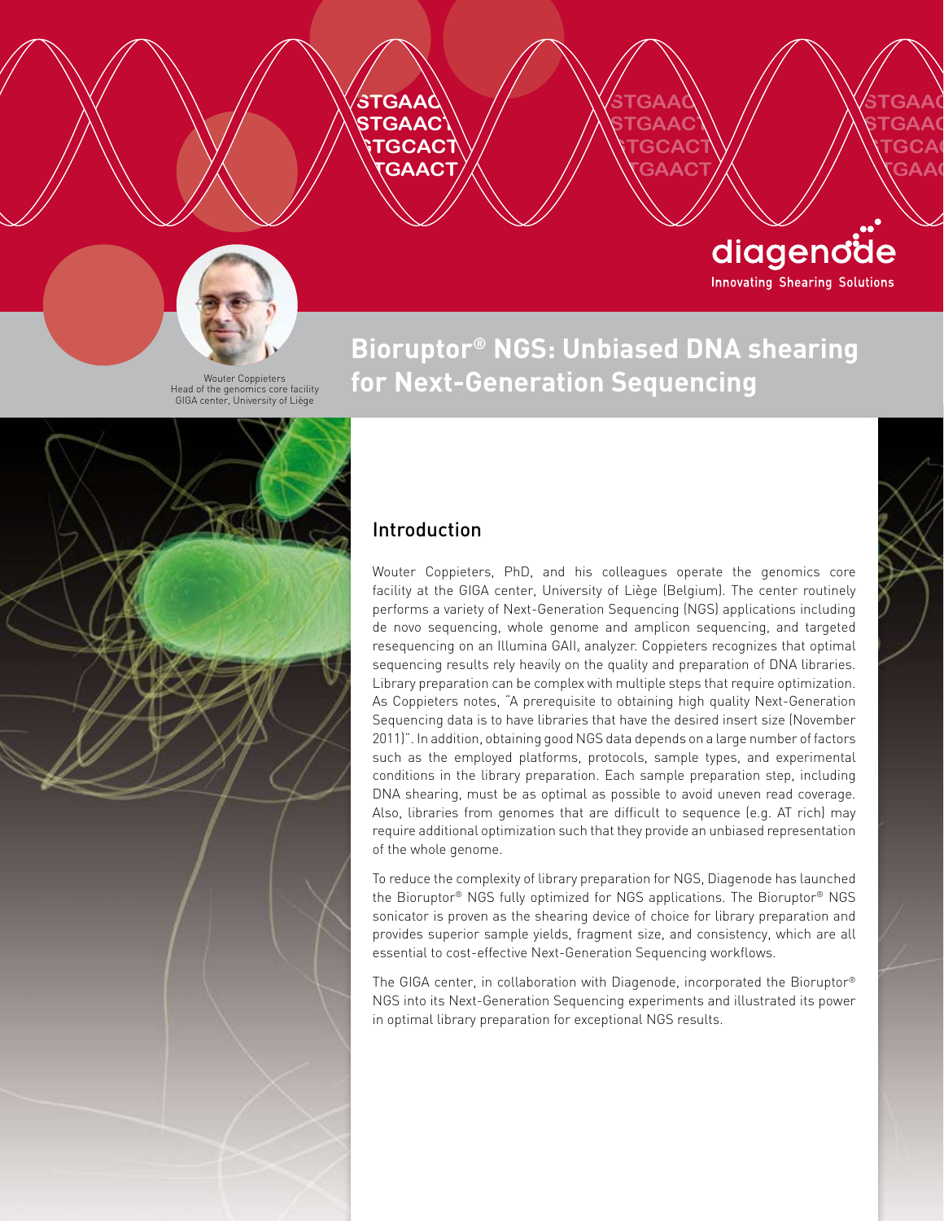diagenode
Innovating Shearing Solutions

Wouter Coppieters
Head of the genomics core facility
GIGA center, University of Liège

# Bioruptor® NGS: Unbiased DNA shearing for Next-Generation Sequencing

## Introduction

Wouter Coppieters, PhD, and his colleagues operate the genomics core facility at the GIGA center, University of Liège (Belgium). The center routinely performs a variety of Next-Generation Sequencing (NGS) applications including de novo sequencing, whole genome and amplicon sequencing, and targeted resequencing on an Illumina $GAII_x$ analyzer. Coppieters recognizes that optimal sequencing results rely heavily on the quality and preparation of DNA libraries. Library preparation can be complex with multiple steps that require optimization. As Coppieters notes, "A prerequisite to obtaining high quality Next-Generation Sequencing data is to have libraries that have the desired insert size (November 2011)". In addition, obtaining good NGS data depends on a large number of factors such as the employed platforms, protocols, sample types, and experimental conditions in the library preparation. Each sample preparation step, including DNA shearing, must be as optimal as possible to avoid uneven read coverage. Also, libraries from genomes that are difficult to sequence (e.g. AT rich) may require additional optimization such that they provide an unbiased representation of the whole genome.

To reduce the complexity of library preparation for NGS, Diagenode has launched the Bioruptor® NGS fully optimized for NGS applications. The Bioruptor® NGS sonicator is proven as the shearing device of choice for library preparation and provides superior sample yields, fragment size, and consistency, which are all essential to cost-effective Next-Generation Sequencing workflows.

The GIGA center, in collaboration with Diagenode, incorporated the Bioruptor® NGS into its Next-Generation Sequencing experiments and illustrated its power in optimal library preparation for exceptional NGS results.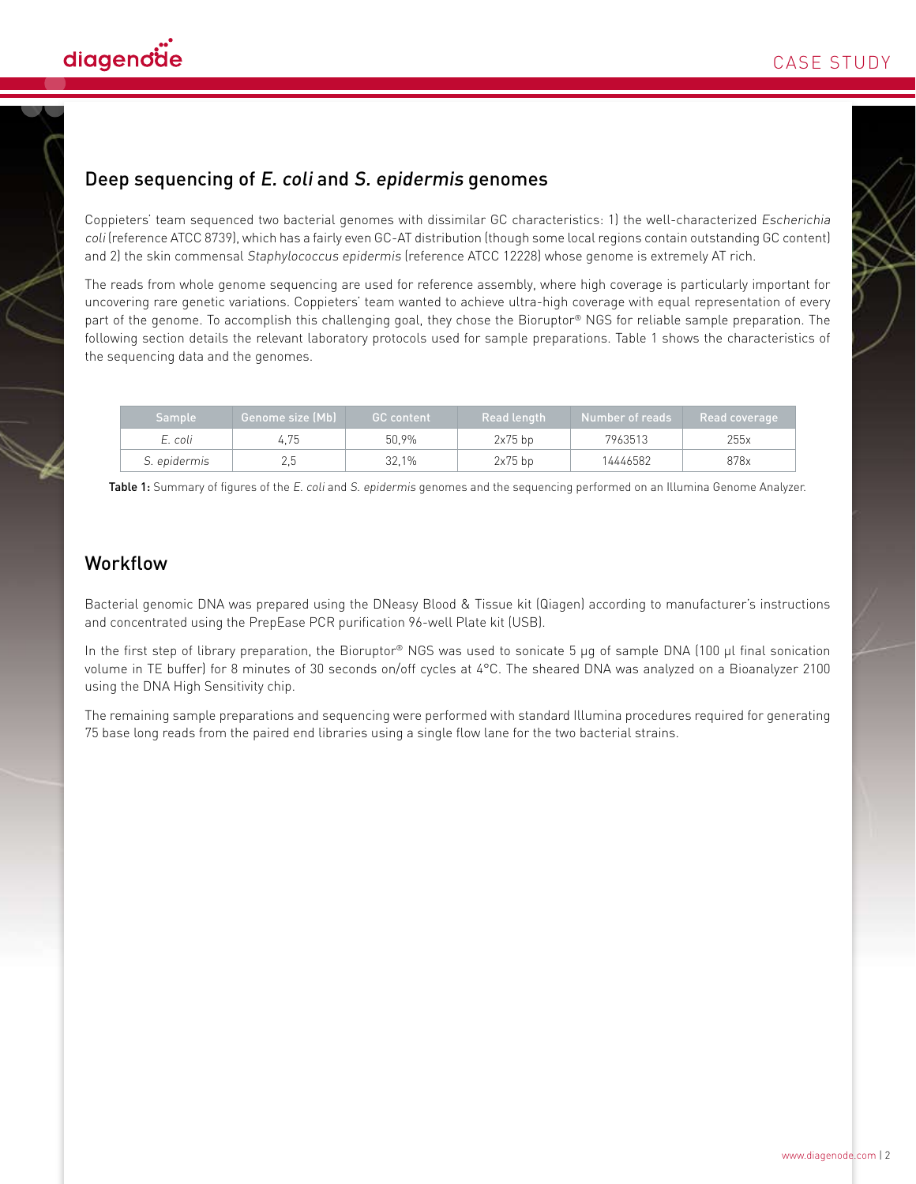## Deep sequencing of *E. coli* and *S. epidermis* genomes

Coppieters' team sequenced two bacterial genomes with dissimilar GC characteristics: 1) the well-characterized *Escherichia coli* (reference ATCC 8739), which has a fairly even GC-AT distribution (though some local regions contain outstanding GC content) and 2) the skin commensal *Staphylococcus epidermis* (reference ATCC 12228) whose genome is extremely AT rich.

The reads from whole genome sequencing are used for reference assembly, where high coverage is particularly important for uncovering rare genetic variations. Coppieters' team wanted to achieve ultra-high coverage with equal representation of every part of the genome. To accomplish this challenging goal, they chose the Bioruptor® NGS for reliable sample preparation. The following section details the relevant laboratory protocols used for sample preparations. Table 1 shows the characteristics of the sequencing data and the genomes.

| Sample | Genome size (Mb) | GC content | Read length | Number of reads | Read coverage |
|---|---|---|---|---|---|
| *E. coli* | 4,75 | 50,9% | 2x75 bp | 7963513 | 255x |
| *S. epidermis* | 2,5 | 32,1% | 2x75 bp | 14446582 | 878x |

**Table 1:** Summary of figures of the *E. coli* and *S. epidermis* genomes and the sequencing performed on an Illumina Genome Analyzer.

## Workflow

Bacterial genomic DNA was prepared using the DNeasy Blood & Tissue kit (Qiagen) according to manufacturer's instructions and concentrated using the PrepEase PCR purification 96-well Plate kit (USB).

In the first step of library preparation, the Bioruptor® NGS was used to sonicate 5 µg of sample DNA (100 µl final sonication volume in TE buffer) for 8 minutes of 30 seconds on/off cycles at 4°C. The sheared DNA was analyzed on a Bioanalyzer 2100 using the DNA High Sensitivity chip.

The remaining sample preparations and sequencing were performed with standard Illumina procedures required for generating 75 base long reads from the paired end libraries using a single flow lane for the two bacterial strains.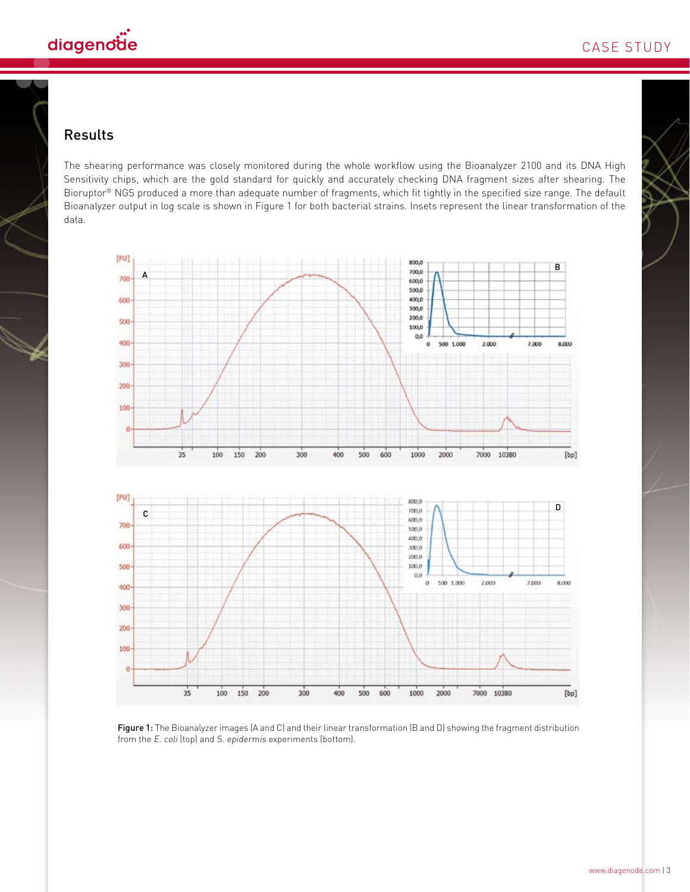## Results

The shearing performance was closely monitored during the whole workflow using the Bioanalyzer 2100 and its DNA High Sensitivity chips, which are the gold standard for quickly and accurately checking DNA fragment sizes after shearing. The Bioruptor® NGS produced a more than adequate number of fragments, which fit tightly in the specified size range. The default Bioanalyzer output in log scale is shown in Figure 1 for both bacterial strains. Insets represent the linear transformation of the data.

**Figure 1:** The Bioanalyzer images (A and C) and their linear transformation (B and D) showing the fragment distribution from the *E. coli* (top) and *S. epidermis* experiments (bottom).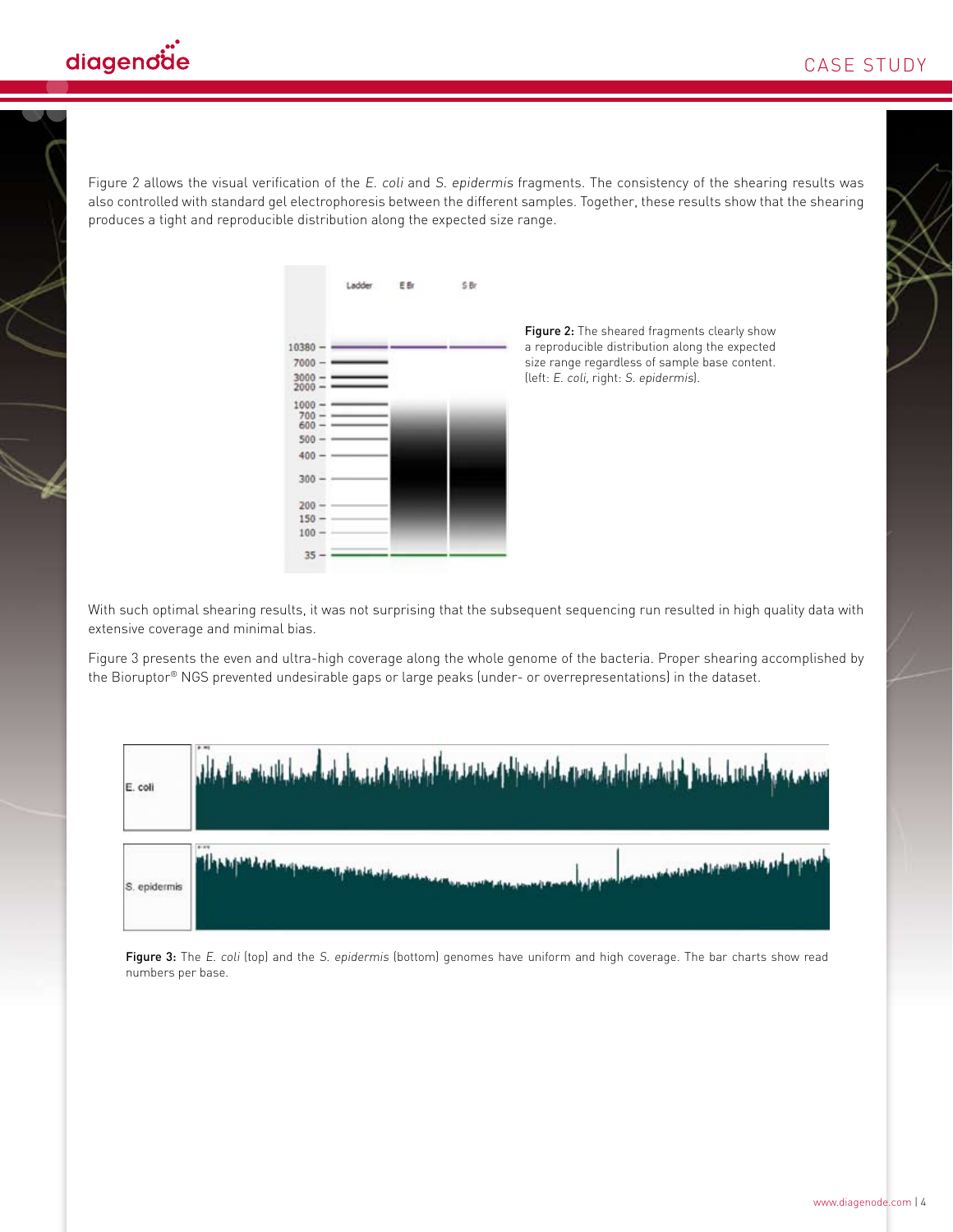Figure 2 allows the visual verification of the *E. coli* and *S. epidermis* fragments. The consistency of the shearing results was also controlled with standard gel electrophoresis between the different samples. Together, these results show that the shearing produces a tight and reproducible distribution along the expected size range.

**Figure 2:** The sheared fragments clearly show a reproducible distribution along the expected size range regardless of sample base content. (left: *E. coli*, right: *S. epidermis*).

With such optimal shearing results, it was not surprising that the subsequent sequencing run resulted in high quality data with extensive coverage and minimal bias.

Figure 3 presents the even and ultra-high coverage along the whole genome of the bacteria. Proper shearing accomplished by the Bioruptor® NGS prevented undesirable gaps or large peaks (under- or overrepresentations) in the dataset.

**Figure 3:** The *E. coli* (top) and the *S. epidermis* (bottom) genomes have uniform and high coverage. The bar charts show read numbers per base.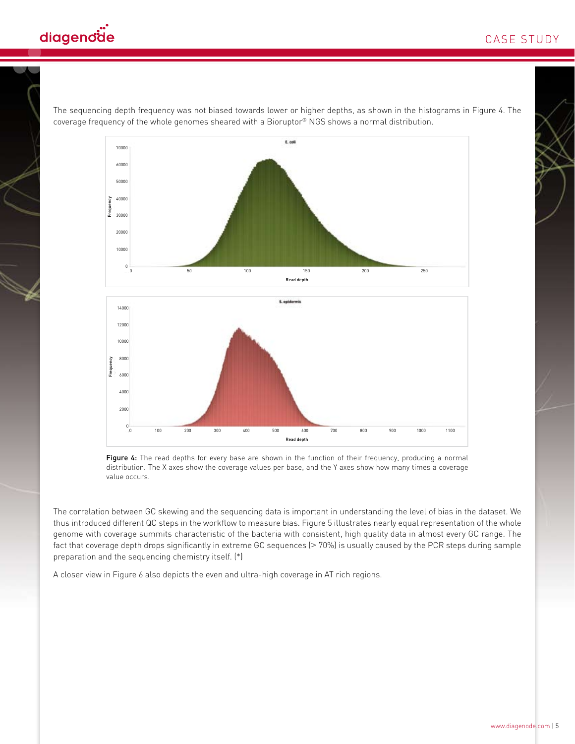The sequencing depth frequency was not biased towards lower or higher depths, as shown in the histograms in Figure 4. The coverage frequency of the whole genomes sheared with a Bioruptor® NGS shows a normal distribution.

**Figure 4:** The read depths for every base are shown in the function of their frequency, producing a normal distribution. The X axes show the coverage values per base, and the Y axes show how many times a coverage value occurs.

The correlation between GC skewing and the sequencing data is important in understanding the level of bias in the dataset. We thus introduced different QC steps in the workflow to measure bias. Figure 5 illustrates nearly equal representation of the whole genome with coverage summits characteristic of the bacteria with consistent, high quality data in almost every GC range. The fact that coverage depth drops significantly in extreme GC sequences (> 70%) is usually caused by the PCR steps during sample preparation and the sequencing chemistry itself. (*)

A closer view in Figure 6 also depicts the even and ultra-high coverage in AT rich regions.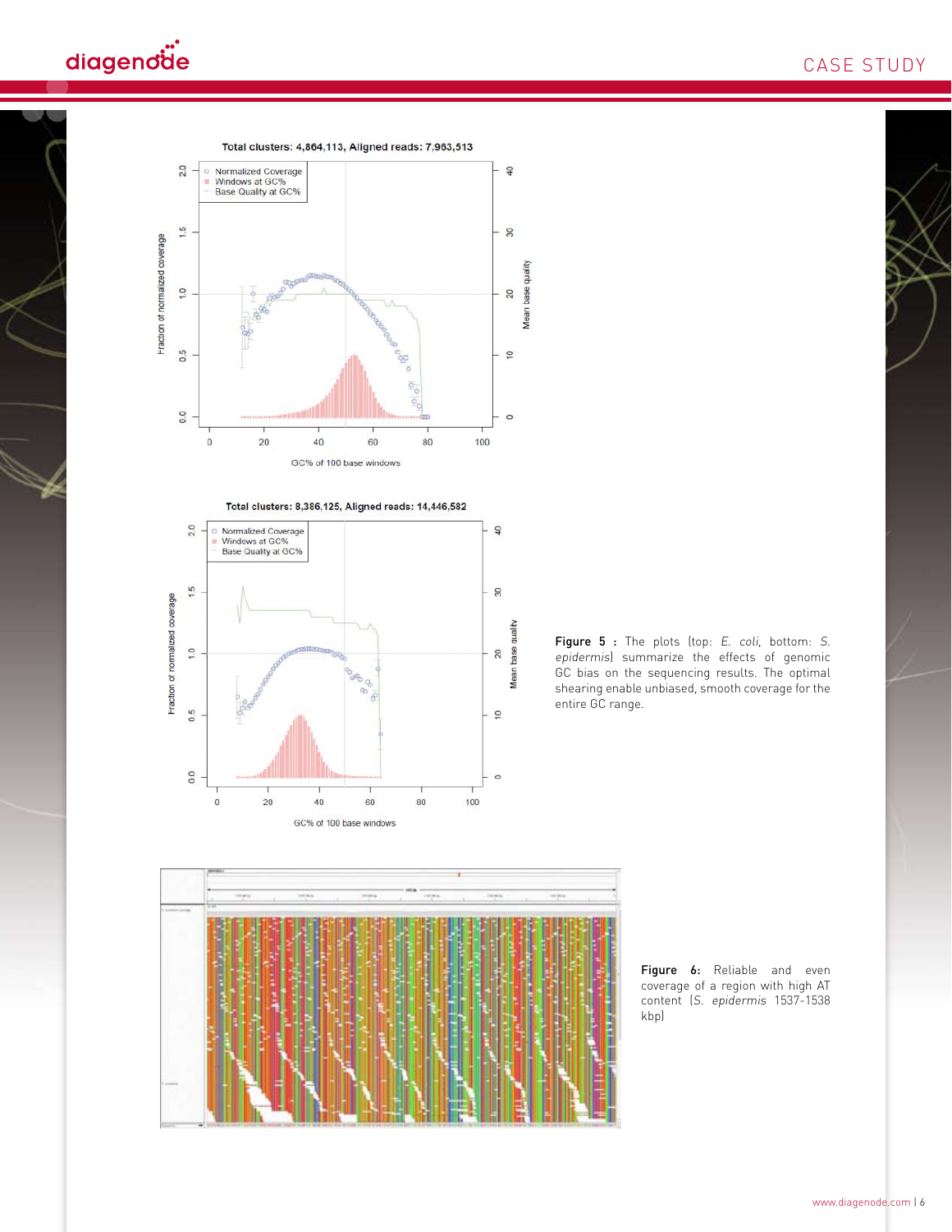**Figure 5 :** The plots (top: *E. coli*, bottom: *S. epidermis*) summarize the effects of genomic GC bias on the sequencing results. The optimal shearing enable unbiased, smooth coverage for the entire GC range.

**Figure 6:** Reliable and even coverage of a region with high AT content (*S. epidermis* 1537-1538 kbp)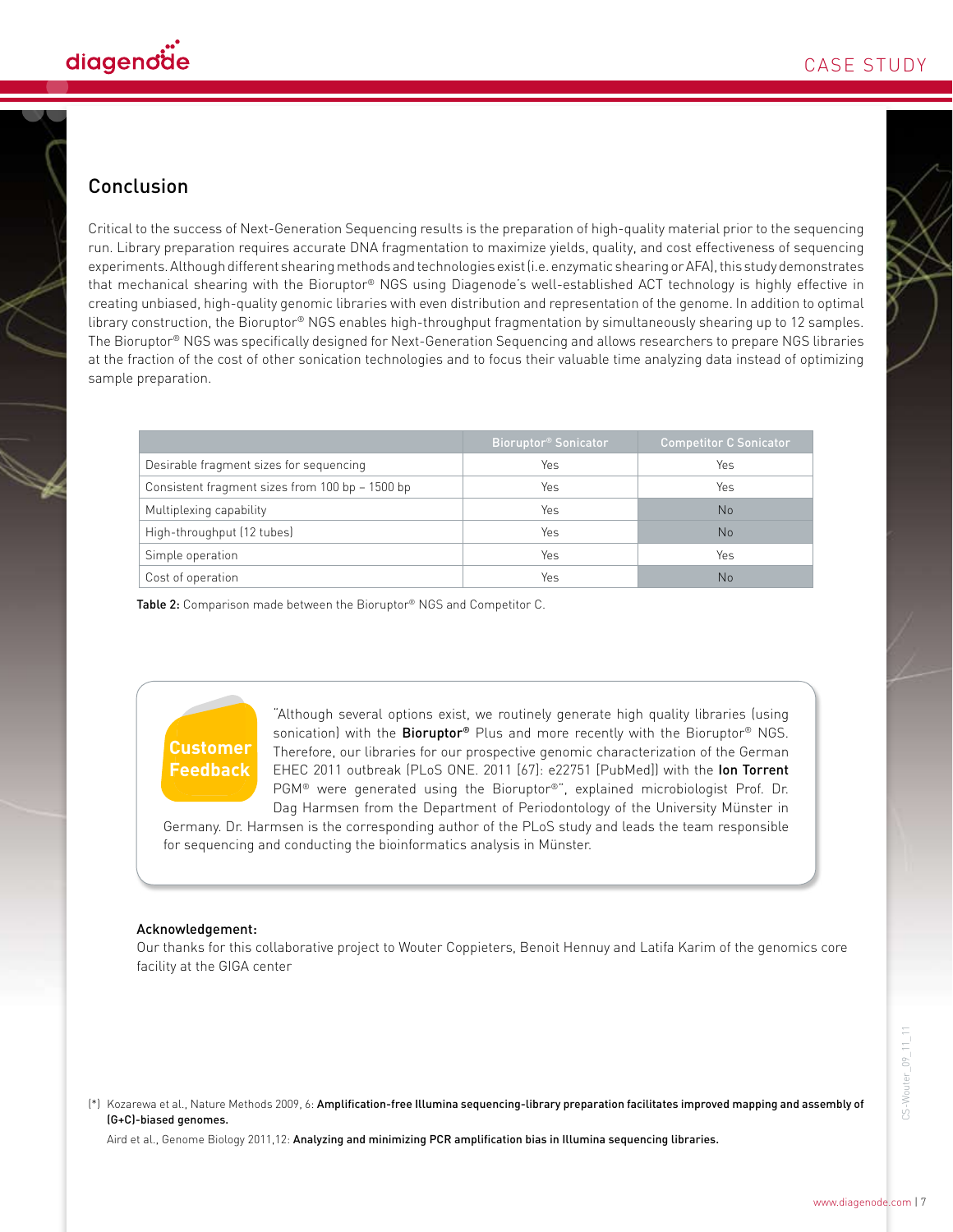## Conclusion

Critical to the success of Next-Generation Sequencing results is the preparation of high-quality material prior to the sequencing run. Library preparation requires accurate DNA fragmentation to maximize yields, quality, and cost effectiveness of sequencing experiments. Although different shearing methods and technologies exist (i.e. enzymatic shearing or AFA), this study demonstrates that mechanical shearing with the Bioruptor® NGS using Diagenode's well-established ACT technology is highly effective in creating unbiased, high-quality genomic libraries with even distribution and representation of the genome. In addition to optimal library construction, the Bioruptor® NGS enables high-throughput fragmentation by simultaneously shearing up to 12 samples. The Bioruptor® NGS was specifically designed for Next-Generation Sequencing and allows researchers to prepare NGS libraries at the fraction of the cost of other sonication technologies and to focus their valuable time analyzing data instead of optimizing sample preparation.

| | Bioruptor® Sonicator | Competitor C Sonicator |
|---|---|---|
| Desirable fragment sizes for sequencing | Yes | Yes |
| Consistent fragment sizes from 100 bp – 1500 bp | Yes | Yes |
| Multiplexing capability | Yes | No |
| High-throughput (12 tubes) | Yes | No |
| Simple operation | Yes | Yes |
| Cost of operation | Yes | No |

**Table 2:** Comparison made between the Bioruptor® NGS and Competitor C.

**Customer Feedback**

"Although several options exist, we routinely generate high quality libraries (using sonication) with the **Bioruptor®** Plus and more recently with the Bioruptor® NGS. Therefore, our libraries for our prospective genomic characterization of the German EHEC 2011 outbreak (PLoS ONE. 2011 [67]: e22751 [PubMed]) with the **Ion Torrent** PGM® were generated using the Bioruptor®", explained microbiologist Prof. Dr. Dag Harmsen from the Department of Periodontology of the University Münster in Germany. Dr. Harmsen is the corresponding author of the PLoS study and leads the team responsible for sequencing and conducting the bioinformatics analysis in Münster.

**Acknowledgement:**
Our thanks for this collaborative project to Wouter Coppieters, Benoit Hennuy and Latifa Karim of the genomics core facility at the GIGA center

(*) Kozarewa et al., Nature Methods 2009, 6: **Amplification-free Illumina sequencing-library preparation facilitates improved mapping and assembly of (G+C)-biased genomes.**

Aird et al., Genome Biology 2011,12: **Analyzing and minimizing PCR amplification bias in Illumina sequencing libraries.**